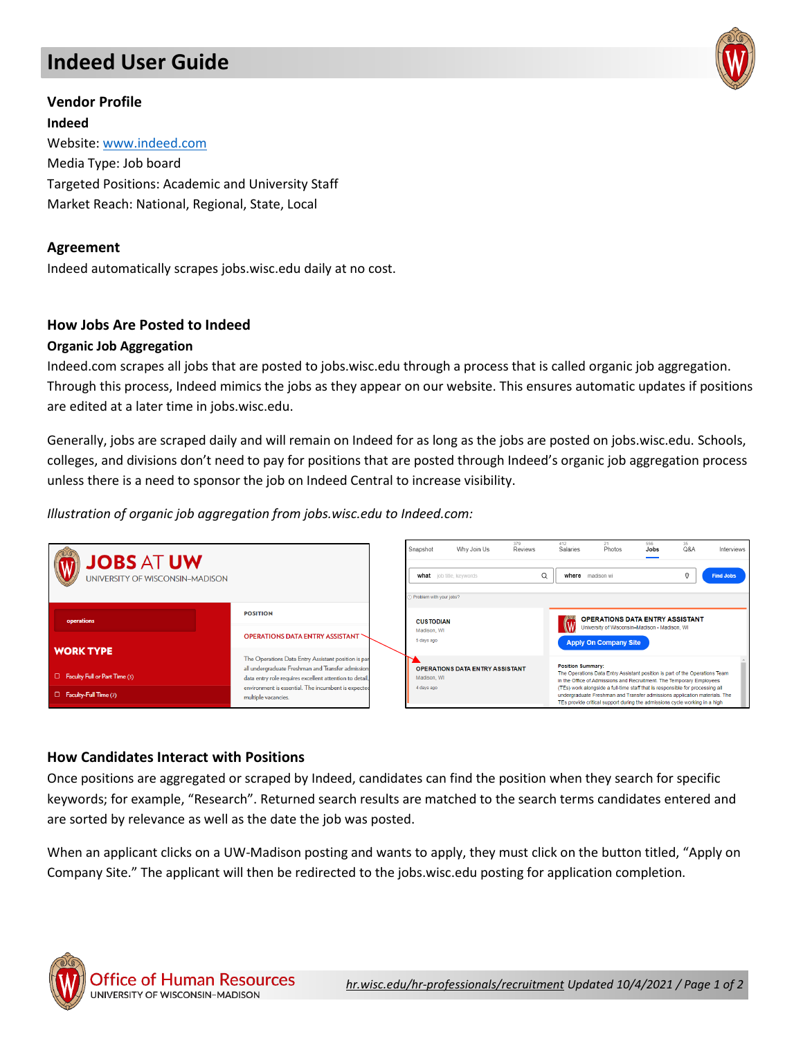# Indeed User Guide

## Vendor Profile

**Indeed**

Website: [www.indeed.com](http://www.indeed.com)

Media Type: Job board

Targeted Positions: Academic and University Staff

Market Reach: National, Regional, State, Local

## Agreement

Indeed automatically scrapes jobs.wisc.edu daily at no cost.

## How Jobs Are Posted to Indeed

### Organic Job Aggregation

Indeed.com scrapes all jobs that are posted to jobs.wisc.edu through a process that is called organic job aggregation. Through this process, Indeed mimics the jobs as they appear on our website. This ensures automatic updates if positions are edited at a later time in jobs.wisc.edu.

Generally, jobs are scraped daily and will remain on Indeed for as long as the jobs are posted on jobs.wisc.edu. Schools, colleges, and divisions don't need to pay for positions that are posted through Indeed's organic job aggregation process unless there is a need to sponsor the job on Indeed Central to increase visibility.

*Illustration of organic job aggregation from jobs.wisc.edu to Indeed.com:*

## How Candidates Interact with Positions

Once positions are aggregated or scraped by Indeed, candidates can find the position when they search for specific keywords; for example, "Research". Returned search results are matched to the search terms candidates entered and are sorted by relevance as well as the date the job was posted.

When an applicant clicks on a UW-Madison posting and wants to apply, they must click on the button titled, "Apply on Company Site." The applicant will then be redirected to the jobs.wisc.edu posting for application completion.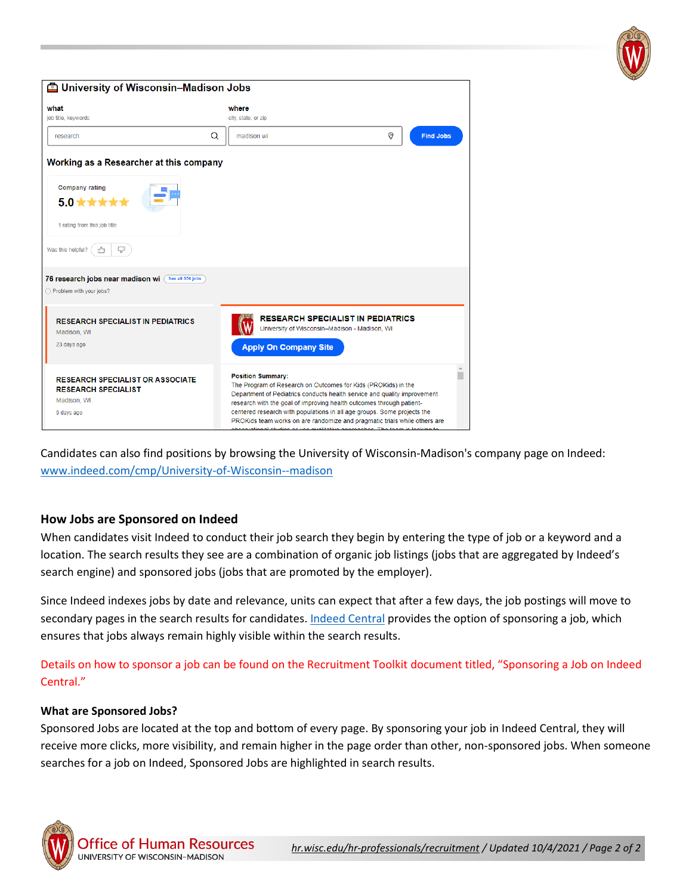Candidates can also find positions by browsing the University of Wisconsin-Madison's company page on Indeed: www.indeed.com/cmp/University-of-Wisconsin--madison

## How Jobs are Sponsored on Indeed

When candidates visit Indeed to conduct their job search they begin by entering the type of job or a keyword and a location. The search results they see are a combination of organic job listings (jobs that are aggregated by Indeed's search engine) and sponsored jobs (jobs that are promoted by the employer).

Since Indeed indexes jobs by date and relevance, units can expect that after a few days, the job postings will move to secondary pages in the search results for candidates. Indeed Central provides the option of sponsoring a job, which ensures that jobs always remain highly visible within the search results.

Details on how to sponsor a job can be found on the Recruitment Toolkit document titled, "Sponsoring a Job on Indeed Central."

### What are Sponsored Jobs?

Sponsored Jobs are located at the top and bottom of every page. By sponsoring your job in Indeed Central, they will receive more clicks, more visibility, and remain higher in the page order than other, non-sponsored jobs. When someone searches for a job on Indeed, Sponsored Jobs are highlighted in search results.